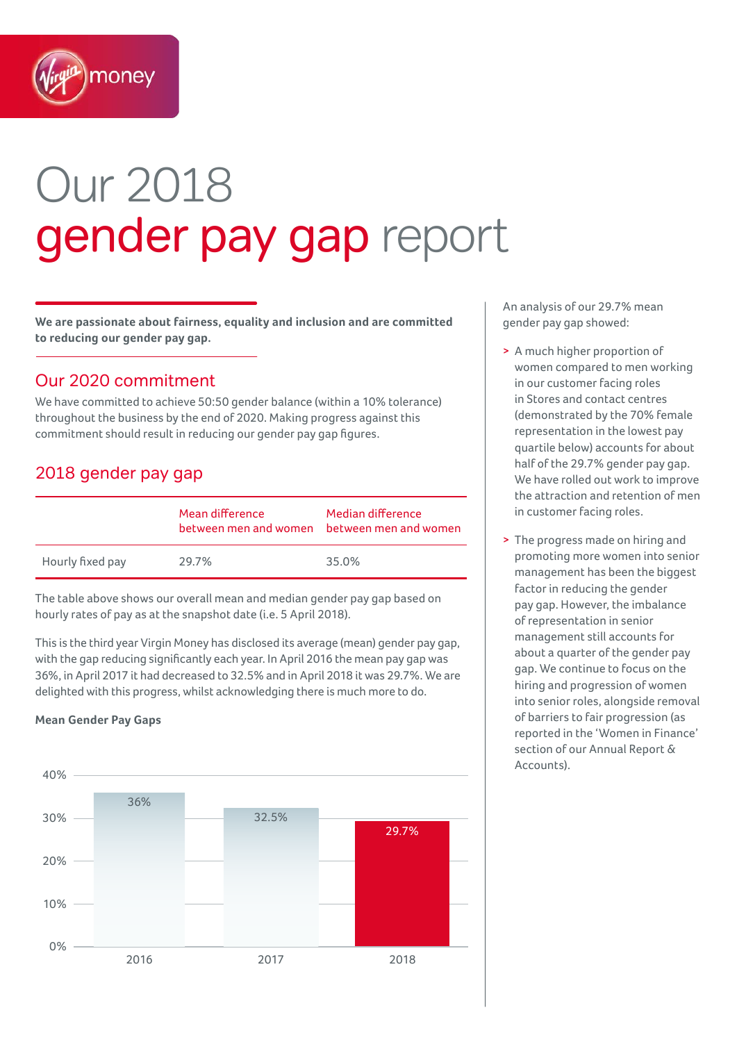# Our 2018 gender pay gap report

**We are passionate about fairness, equality and inclusion and are committed to reducing our gender pay gap.**

## Our 2020 commitment

We have committed to achieve 50:50 gender balance (within a 10% tolerance) throughout the business by the end of 2020. Making progress against this commitment should result in reducing our gender pay gap figures.

## 2018 gender pay gap

| | Mean difference between men and women | Median difference between men and women |
|---|---|---|
| Hourly fixed pay | 29.7% | 35.0% |

The table above shows our overall mean and median gender pay gap based on hourly rates of pay as at the snapshot date (i.e. 5 April 2018).

This is the third year Virgin Money has disclosed its average (mean) gender pay gap, with the gap reducing significantly each year. In April 2016 the mean pay gap was 36%, in April 2017 it had decreased to 32.5% and in April 2018 it was 29.7%. We are delighted with this progress, whilst acknowledging there is much more to do.

**Mean Gender Pay Gaps**

| Year | Mean gender pay gap |
|---|---|
| 2016 | 36% |
| 2017 | 32.5% |
| 2018 | 29.7% |

An analysis of our 29.7% mean gender pay gap showed:

- A much higher proportion of women compared to men working in our customer facing roles in Stores and contact centres (demonstrated by the 70% female representation in the lowest pay quartile below) accounts for about half of the 29.7% gender pay gap. We have rolled out work to improve the attraction and retention of men in customer facing roles.
- The progress made on hiring and promoting more women into senior management has been the biggest factor in reducing the gender pay gap. However, the imbalance of representation in senior management still accounts for about a quarter of the gender pay gap. We continue to focus on the hiring and progression of women into senior roles, alongside removal of barriers to fair progression (as reported in the 'Women in Finance' section of our Annual Report & Accounts).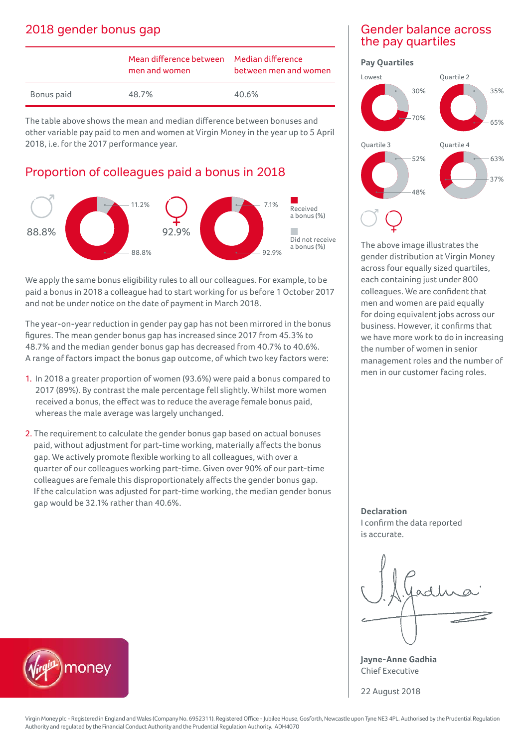## 2018 gender bonus gap

| | Mean difference between men and women | Median difference between men and women |
|---|---|---|
| Bonus paid | 48.7% | 40.6% |

The table above shows the mean and median difference between bonuses and other variable pay paid to men and women at Virgin Money in the year up to 5 April 2018, i.e. for the 2017 performance year.

## Proportion of colleagues paid a bonus in 2018

88.8%

11.2%

88.8%

92.9%

7.1%

92.9%

Received a bonus (%)

Did not receive a bonus (%)

We apply the same bonus eligibility rules to all our colleagues. For example, to be paid a bonus in 2018 a colleague had to start working for us before 1 October 2017 and not be under notice on the date of payment in March 2018.

The year-on-year reduction in gender pay gap has not been mirrored in the bonus figures. The mean gender bonus gap has increased since 2017 from 45.3% to 48.7% and the median gender bonus gap has decreased from 40.7% to 40.6%. A range of factors impact the bonus gap outcome, of which two key factors were:

1. In 2018 a greater proportion of women (93.6%) were paid a bonus compared to 2017 (89%). By contrast the male percentage fell slightly. Whilst more women received a bonus, the effect was to reduce the average female bonus paid, whereas the male average was largely unchanged.
2. The requirement to calculate the gender bonus gap based on actual bonuses paid, without adjustment for part-time working, materially affects the bonus gap. We actively promote flexible working to all colleagues, with over a quarter of our colleagues working part-time. Given over 90% of our part-time colleagues are female this disproportionately affects the gender bonus gap. If the calculation was adjusted for part-time working, the median gender bonus gap would be 32.1% rather than 40.6%.

## Gender balance across the pay quartiles

**Pay Quartiles**

Lowest

30%

70%

Quartile 2

35%

65%

Quartile 3

52%

48%

Quartile 4

63%

37%

The above image illustrates the gender distribution at Virgin Money across four equally sized quartiles, each containing just under 800 colleagues. We are confident that men and women are paid equally for doing equivalent jobs across our business. However, it confirms that we have more work to do in increasing the number of women in senior management roles and the number of men in our customer facing roles.

**Declaration**

I confirm the data reported is accurate.

**Jayne-Anne Gadhia**
Chief Executive

22 August 2018

Virgin Money plc - Registered in England and Wales (Company No. 6952311). Registered Office - Jubilee House, Gosforth, Newcastle upon Tyne NE3 4PL. Authorised by the Prudential Regulation Authority and regulated by the Financial Conduct Authority and the Prudential Regulation Authority. ADH4070